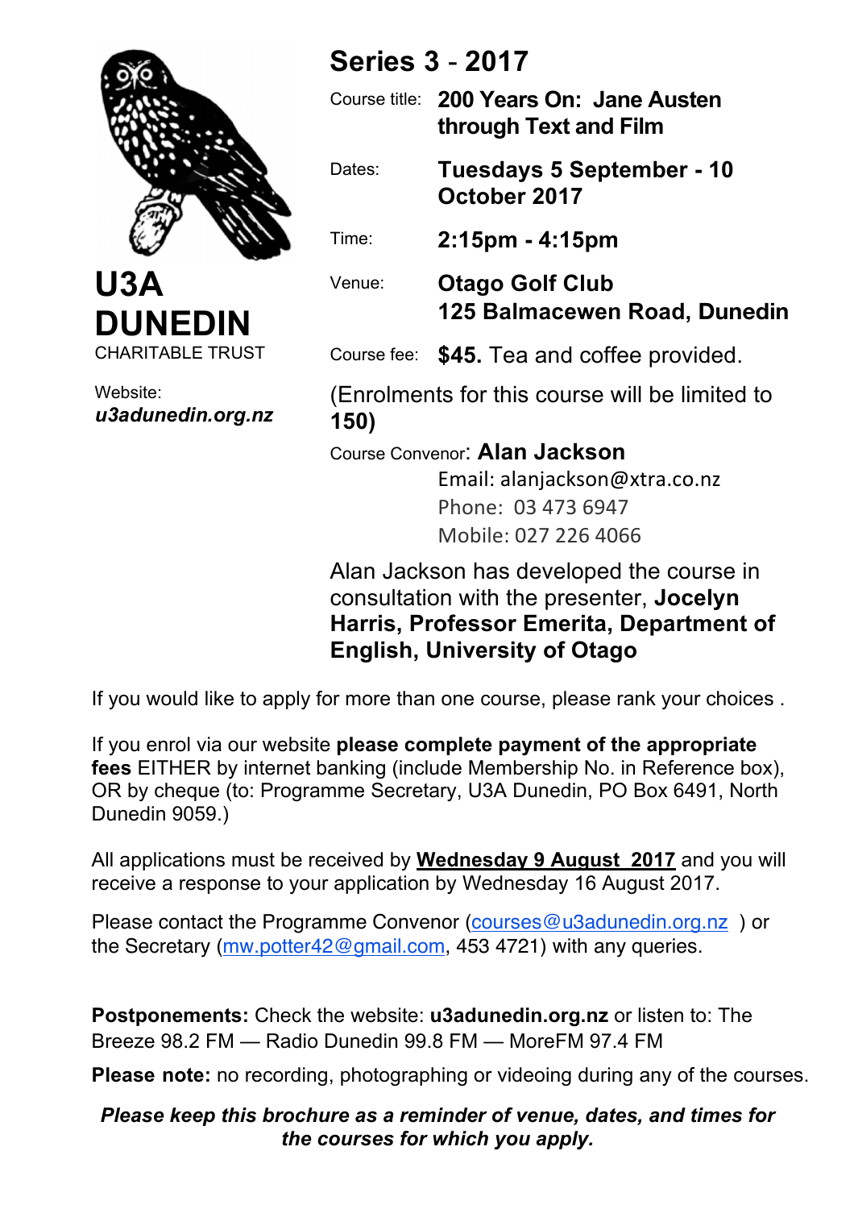# U3A DUNEDIN

CHARITABLE TRUST

Website: ***u3adunedin.org.nz***

## Series 3 - 2017

Course title: **200 Years On: Jane Austen through Text and Film**

Dates: **Tuesdays 5 September - 10 October 2017**

Time: **2:15pm - 4:15pm**

Venue: **Otago Golf Club 125 Balmacewen Road, Dunedin**

Course fee: **$45.** Tea and coffee provided.

(Enrolments for this course will be limited to **150)**

Course Convenor: **Alan Jackson**
Email: alanjackson@xtra.co.nz
Phone: 03 473 6947
Mobile: 027 226 4066

Alan Jackson has developed the course in consultation with the presenter, **Jocelyn Harris, Professor Emerita, Department of English, University of Otago**

If you would like to apply for more than one course, please rank your choices .

If you enrol via our website **please complete payment of the appropriate fees** EITHER by internet banking (include Membership No. in Reference box), OR by cheque (to: Programme Secretary, U3A Dunedin, PO Box 6491, North Dunedin 9059.)

All applications must be received by **Wednesday 9 August 2017** and you will receive a response to your application by Wednesday 16 August 2017.

Please contact the Programme Convenor (courses@u3adunedin.org.nz ) or the Secretary (mw.potter42@gmail.com, 453 4721) with any queries.

**Postponements:** Check the website: **u3adunedin.org.nz** or listen to: The Breeze 98.2 FM — Radio Dunedin 99.8 FM — MoreFM 97.4 FM

**Please note:** no recording, photographing or videoing during any of the courses.

***Please keep this brochure as a reminder of venue, dates, and times for the courses for which you apply.***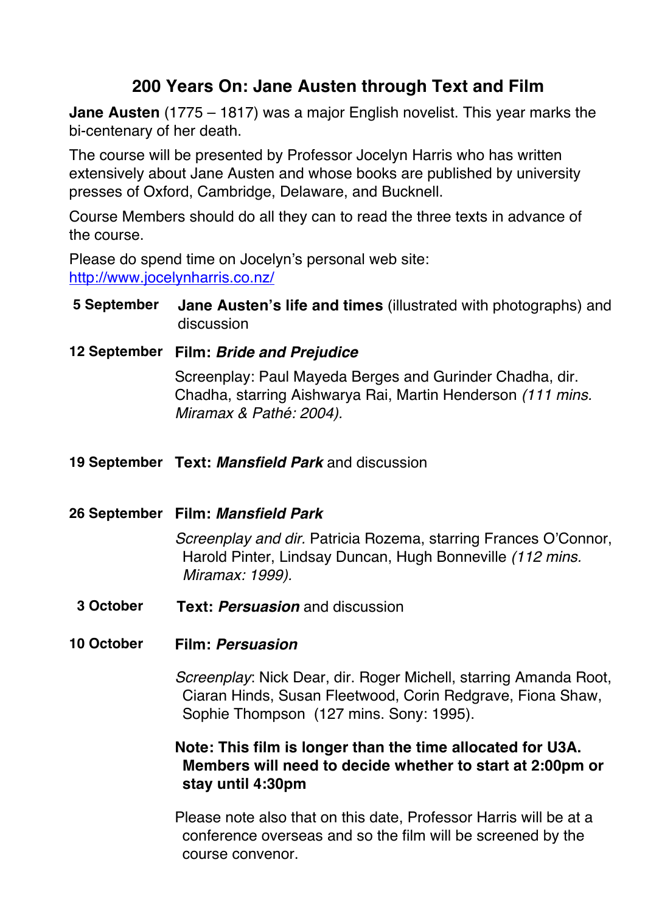# 200 Years On: Jane Austen through Text and Film

**Jane Austen** (1775 – 1817) was a major English novelist. This year marks the bi-centenary of her death.

The course will be presented by Professor Jocelyn Harris who has written extensively about Jane Austen and whose books are published by university presses of Oxford, Cambridge, Delaware, and Bucknell.

Course Members should do all they can to read the three texts in advance of the course.

Please do spend time on Jocelyn's personal web site: [http://www.jocelynharris.co.nz/](http://www.jocelynharris.co.nz/)

**5 September** — **Jane Austen's life and times** (illustrated with photographs) and discussion

**12 September** — **Film: *Bride and Prejudice***

Screenplay: Paul Mayeda Berges and Gurinder Chadha, dir. Chadha, starring Aishwarya Rai, Martin Henderson *(111 mins. Miramax & Pathé: 2004).*

**19 September** — **Text: *Mansfield Park*** and discussion

**26 September** — **Film: *Mansfield Park***

*Screenplay and dir.* Patricia Rozema, starring Frances O'Connor, Harold Pinter, Lindsay Duncan, Hugh Bonneville *(112 mins. Miramax: 1999).*

**3 October** — **Text: *Persuasion*** and discussion

**10 October** — **Film: *Persuasion***

*Screenplay*: Nick Dear, dir. Roger Michell, starring Amanda Root, Ciaran Hinds, Susan Fleetwood, Corin Redgrave, Fiona Shaw, Sophie Thompson (127 mins. Sony: 1995).

**Note: This film is longer than the time allocated for U3A. Members will need to decide whether to start at 2:00pm or stay until 4:30pm**

Please note also that on this date, Professor Harris will be at a conference overseas and so the film will be screened by the course convenor.